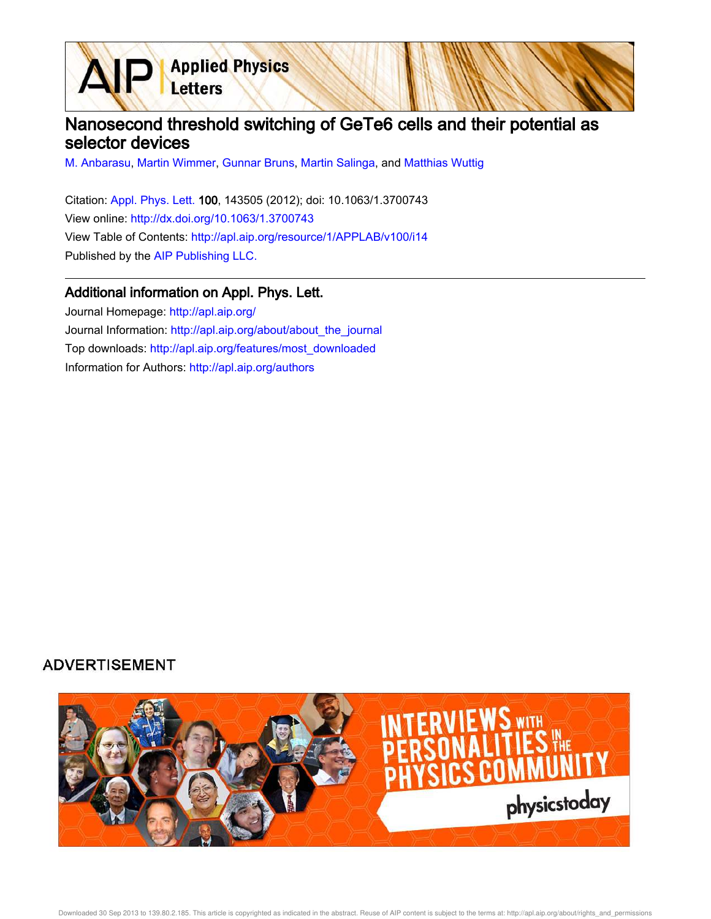# Nanosecond threshold switching of GeTe6 cells and their potential as selector devices

M. Anbarasu, Martin Wimmer, Gunnar Bruns, Martin Salinga, and Matthias Wuttig

Citation: Appl. Phys. Lett. **100**, 143505 (2012); doi: 10.1063/1.3700743

View online: http://dx.doi.org/10.1063/1.3700743

View Table of Contents: http://apl.aip.org/resource/1/APPLAB/v100/i14

Published by the AIP Publishing LLC.

## Additional information on Appl. Phys. Lett.

Journal Homepage: http://apl.aip.org/

Journal Information: http://apl.aip.org/about/about_the_journal

Top downloads: http://apl.aip.org/features/most_downloaded

Information for Authors: http://apl.aip.org/authors

ADVERTISEMENT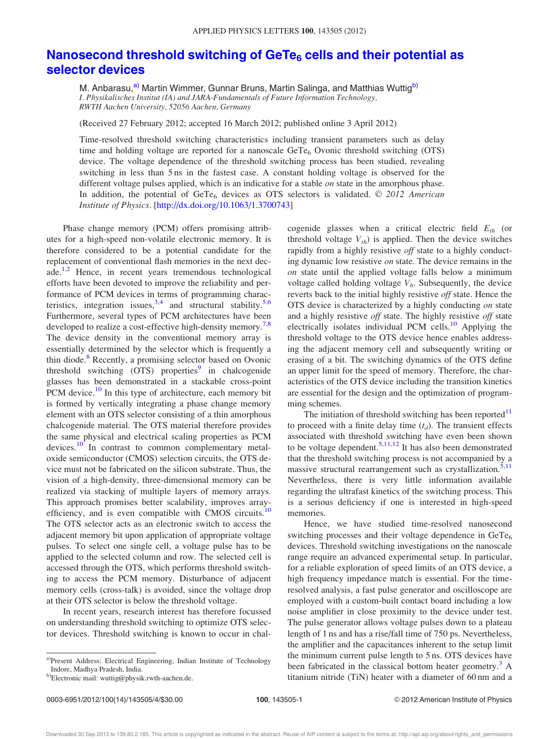# Nanosecond threshold switching of $GeTe_6$ cells and their potential as selector devices

M. Anbarasu,[a] Martin Wimmer, Gunnar Bruns, Martin Salinga, and Matthias Wuttig[b]

*I. Physikalisches Institut (IA) and JARA-Fundamentals of Future Information Technology, RWTH Aachen University, 52056 Aachen, Germany*

(Received 27 February 2012; accepted 16 March 2012; published online 3 April 2012)

Time-resolved threshold switching characteristics including transient parameters such as delay time and holding voltage are reported for a nanoscale $GeTe_6$ Ovonic threshold switching (OTS) device. The voltage dependence of the threshold switching process has been studied, revealing switching in less than 5 ns in the fastest case. A constant holding voltage is observed for the different voltage pulses applied, which is an indicative for a stable *on* state in the amorphous phase. In addition, the potential of $GeTe_6$ devices as OTS selectors is validated. © *2012 American Institute of Physics*. [http://dx.doi.org/10.1063/1.3700743]

Phase change memory (PCM) offers promising attributes for a high-speed non-volatile electronic memory. It is therefore considered to be a potential candidate for the replacement of conventional flash memories in the next decade.[1,2] Hence, in recent years tremendous technological efforts have been devoted to improve the reliability and performance of PCM devices in terms of programming characteristics, integration issues,[3,4] and structural stability.[5,6] Furthermore, several types of PCM architectures have been developed to realize a cost-effective high-density memory.[7,8] The device density in the conventional memory array is essentially determined by the selector which is frequently a thin diode.[8] Recently, a promising selector based on Ovonic threshold switching (OTS) properties[9] in chalcogenide glasses has been demonstrated in a stackable cross-point PCM device.[10] In this type of architecture, each memory bit is formed by vertically integrating a phase change memory element with an OTS selector consisting of a thin amorphous chalcogenide material. The OTS material therefore provides the same physical and electrical scaling properties as PCM devices.[10] In contrast to common complementary metal-oxide semiconductor (CMOS) selection circuits, the OTS device must not be fabricated on the silicon substrate. Thus, the vision of a high-density, three-dimensional memory can be realized via stacking of multiple layers of memory arrays. This approach promises better scalability, improves array-efficiency, and is even compatible with CMOS circuits.[10] The OTS selector acts as an electronic switch to access the adjacent memory bit upon application of appropriate voltage pulses. To select one single cell, a voltage pulse has to be applied to the selected column and row. The selected cell is accessed through the OTS, which performs threshold switching to access the PCM memory. Disturbance of adjacent memory cells (cross-talk) is avoided, since the voltage drop at their OTS selector is below the threshold voltage.

In recent years, research interest has therefore focussed on understanding threshold switching to optimize OTS selector devices. Threshold switching is known to occur in chalcogenide glasses when a critical electric field $E_{th}$ (or threshold voltage $V_{th}$) is applied. Then the device switches rapidly from a highly resistive *off* state to a highly conducting dynamic low resistive *on* state. The device remains in the *on* state until the applied voltage falls below a minimum voltage called holding voltage $V_h$. Subsequently, the device reverts back to the initial highly resistive *off* state. Hence the OTS device is characterized by a highly conducting *on* state and a highly resistive *off* state. The highly resistive *off* state electrically isolates individual PCM cells.[10] Applying the threshold voltage to the OTS device hence enables addressing the adjacent memory cell and subsequently writing or erasing of a bit. The switching dynamics of the OTS define an upper limit for the speed of memory. Therefore, the characteristics of the OTS device including the transition kinetics are essential for the design and the optimization of programming schemes.

The initiation of threshold switching has been reported[11] to proceed with a finite delay time ($t_d$). The transient effects associated with threshold switching have even been shown to be voltage dependent.[5,11,12] It has also been demonstrated that the threshold switching process is not accompanied by a massive structural rearrangement such as crystallization.[5,11] Nevertheless, there is very little information available regarding the ultrafast kinetics of the switching process. This is a serious deficiency if one is interested in high-speed memories.

Hence, we have studied time-resolved nanosecond switching processes and their voltage dependence in $GeTe_6$ devices. Threshold switching investigations on the nanoscale range require an advanced experimental setup. In particular, for a reliable exploration of speed limits of an OTS device, a high frequency impedance match is essential. For the time-resolved analysis, a fast pulse generator and oscilloscope are employed with a custom-built contact board including a low noise amplifier in close proximity to the device under test. The pulse generator allows voltage pulses down to a plateau length of 1 ns and has a rise/fall time of 750 ps. Nevertheless, the amplifier and the capacitances inherent to the setup limit the minimum current pulse length to 5 ns. OTS devices have been fabricated in the classical bottom heater geometry.[3] A titanium nitride (TiN) heater with a diameter of 60 nm and a

[a]Present Address: Electrical Engineering, Indian Institute of Technology Indore, Madhya Pradesh, India.

[b]Electronic mail: wuttig@physik.rwth-aachen.de.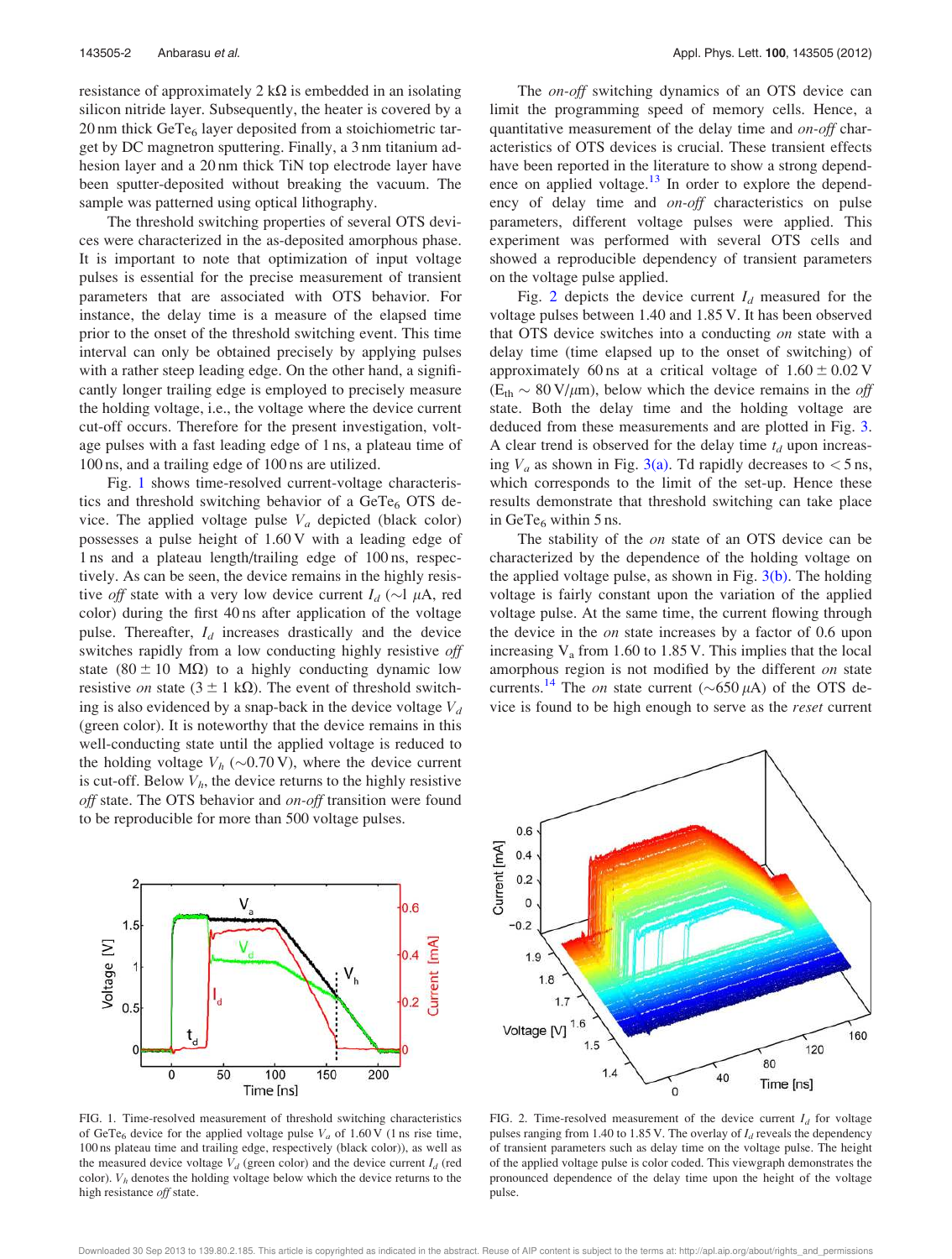resistance of approximately 2 kΩ is embedded in an isolating silicon nitride layer. Subsequently, the heater is covered by a 20 nm thick $GeTe_6$ layer deposited from a stoichiometric target by DC magnetron sputtering. Finally, a 3 nm titanium adhesion layer and a 20 nm thick TiN top electrode layer have been sputter-deposited without breaking the vacuum. The sample was patterned using optical lithography.

The threshold switching properties of several OTS devices were characterized in the as-deposited amorphous phase. It is important to note that optimization of input voltage pulses is essential for the precise measurement of transient parameters that are associated with OTS behavior. For instance, the delay time is a measure of the elapsed time prior to the onset of the threshold switching event. This time interval can only be obtained precisely by applying pulses with a rather steep leading edge. On the other hand, a significantly longer trailing edge is employed to precisely measure the holding voltage, i.e., the voltage where the device current cut-off occurs. Therefore for the present investigation, voltage pulses with a fast leading edge of 1 ns, a plateau time of 100 ns, and a trailing edge of 100 ns are utilized.

Fig. 1 shows time-resolved current-voltage characteristics and threshold switching behavior of a $GeTe_6$ OTS device. The applied voltage pulse $V_a$ depicted (black color) possesses a pulse height of 1.60 V with a leading edge of 1 ns and a plateau length/trailing edge of 100 ns, respectively. As can be seen, the device remains in the highly resistive *off* state with a very low device current $I_d$ (∼1 μA, red color) during the first 40 ns after application of the voltage pulse. Thereafter, $I_d$ increases drastically and the device switches rapidly from a low conducting highly resistive *off* state (80 ± 10 MΩ) to a highly conducting dynamic low resistive *on* state (3 ± 1 kΩ). The event of threshold switching is also evidenced by a snap-back in the device voltage $V_d$ (green color). It is noteworthy that the device remains in this well-conducting state until the applied voltage is reduced to the holding voltage $V_h$ (∼0.70 V), where the device current is cut-off. Below $V_h$, the device returns to the highly resistive *off* state. The OTS behavior and *on-off* transition were found to be reproducible for more than 500 voltage pulses.

FIG. 1. Time-resolved measurement of threshold switching characteristics of $GeTe_6$ device for the applied voltage pulse $V_a$ of 1.60 V (1 ns rise time, 100 ns plateau time and trailing edge, respectively (black color)), as well as the measured device voltage $V_d$ (green color) and the device current $I_d$ (red color). $V_h$ denotes the holding voltage below which the device returns to the high resistance *off* state.

The *on-off* switching dynamics of an OTS device can limit the programming speed of memory cells. Hence, a quantitative measurement of the delay time and *on-off* characteristics of OTS devices is crucial. These transient effects have been reported in the literature to show a strong dependence on applied voltage.[13] In order to explore the dependency of delay time and *on-off* characteristics on pulse parameters, different voltage pulses were applied. This experiment was performed with several OTS cells and showed a reproducible dependency of transient parameters on the voltage pulse applied.

Fig. 2 depicts the device current $I_d$ measured for the voltage pulses between 1.40 and 1.85 V. It has been observed that OTS device switches into a conducting *on* state with a delay time (time elapsed up to the onset of switching) of approximately 60 ns at a critical voltage of 1.60 ± 0.02 V ($E_{th}$ ∼ 80 V/μm), below which the device remains in the *off* state. Both the delay time and the holding voltage are deduced from these measurements and are plotted in Fig. 3. A clear trend is observed for the delay time $t_d$ upon increasing $V_a$ as shown in Fig. 3(a). Td rapidly decreases to < 5 ns, which corresponds to the limit of the set-up. Hence these results demonstrate that threshold switching can take place in $GeTe_6$ within 5 ns.

The stability of the *on* state of an OTS device can be characterized by the dependence of the holding voltage on the applied voltage pulse, as shown in Fig. 3(b). The holding voltage is fairly constant upon the variation of the applied voltage pulse. At the same time, the current flowing through the device in the *on* state increases by a factor of 0.6 upon increasing $V_a$ from 1.60 to 1.85 V. This implies that the local amorphous region is not modified by the different *on* state currents.[14] The *on* state current (∼650 μA) of the OTS device is found to be high enough to serve as the *reset* current

FIG. 2. Time-resolved measurement of the device current $I_d$ for voltage pulses ranging from 1.40 to 1.85 V. The overlay of $I_d$ reveals the dependency of transient parameters such as delay time on the voltage pulse. The height of the applied voltage pulse is color coded. This viewgraph demonstrates the pronounced dependence of the delay time upon the height of the voltage pulse.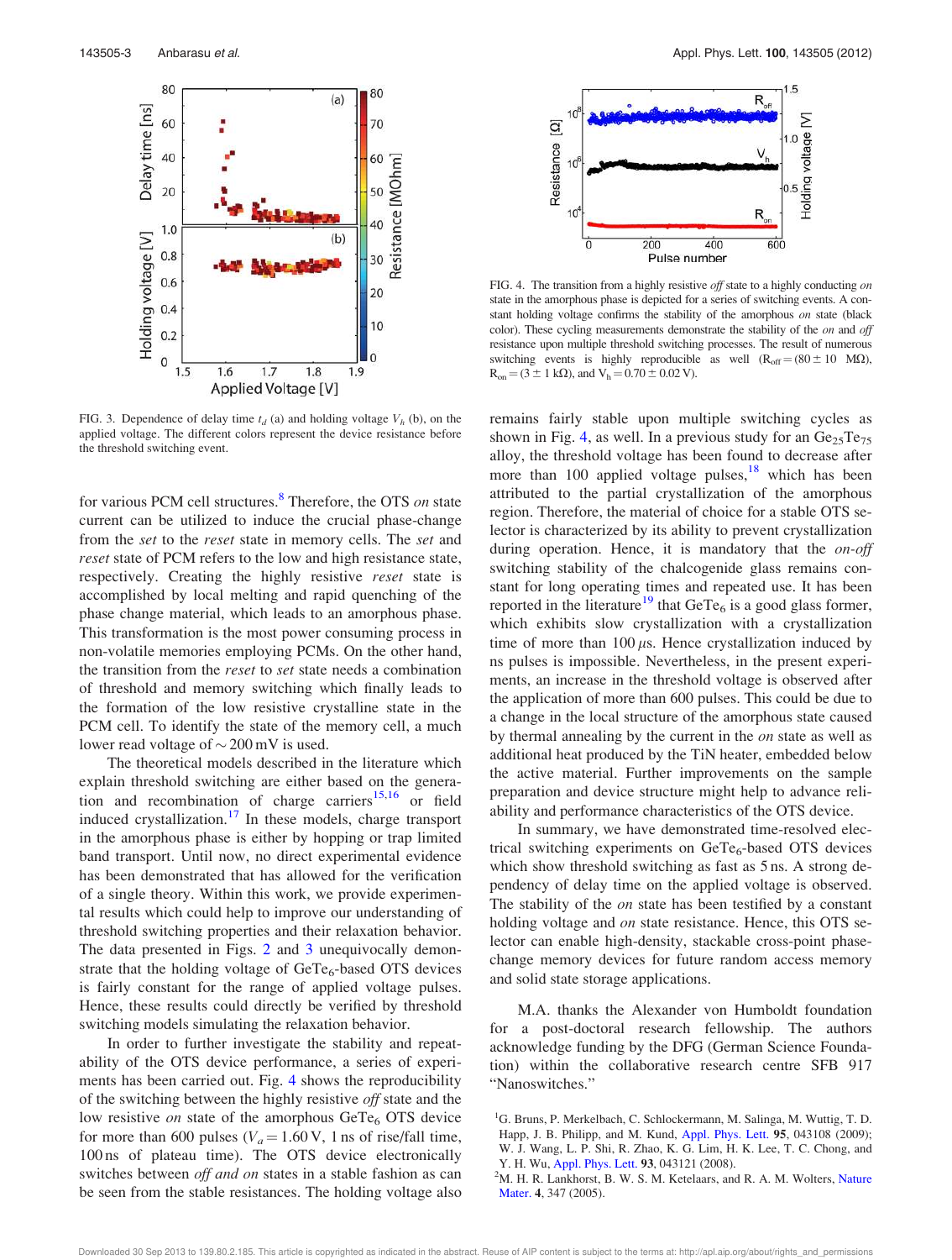FIG. 3. Dependence of delay time $t_d$ (a) and holding voltage $V_h$ (b), on the applied voltage. The different colors represent the device resistance before the threshold switching event.

FIG. 4. The transition from a highly resistive *off* state to a highly conducting *on* state in the amorphous phase is depicted for a series of switching events. A constant holding voltage confirms the stability of the amorphous *on* state (black color). These cycling measurements demonstrate the stability of the *on* and *off* resistance upon multiple threshold switching processes. The result of numerous switching events is highly reproducible as well ($R_{off} = (80 \pm 10$ MΩ), $R_{on} = (3 \pm 1$ kΩ), and $V_h = 0.70 \pm 0.02$ V).

for various PCM cell structures.[8] Therefore, the OTS *on* state current can be utilized to induce the crucial phase-change from the *set* to the *reset* state in memory cells. The *set* and *reset* state of PCM refers to the low and high resistance state, respectively. Creating the highly resistive *reset* state is accomplished by local melting and rapid quenching of the phase change material, which leads to an amorphous phase. This transformation is the most power consuming process in non-volatile memories employing PCMs. On the other hand, the transition from the *reset* to *set* state needs a combination of threshold and memory switching which finally leads to the formation of the low resistive crystalline state in the PCM cell. To identify the state of the memory cell, a much lower read voltage of ~200 mV is used.

The theoretical models described in the literature which explain threshold switching are either based on the generation and recombination of charge carriers[15,16] or field induced crystallization.[17] In these models, charge transport in the amorphous phase is either by hopping or trap limited band transport. Until now, no direct experimental evidence has been demonstrated that has allowed for the verification of a single theory. Within this work, we provide experimental results which could help to improve our understanding of threshold switching properties and their relaxation behavior. The data presented in Figs. 2 and 3 unequivocally demonstrate that the holding voltage of $GeTe_6$-based OTS devices is fairly constant for the range of applied voltage pulses. Hence, these results could directly be verified by threshold switching models simulating the relaxation behavior.

In order to further investigate the stability and repeatability of the OTS device performance, a series of experiments has been carried out. Fig. 4 shows the reproducibility of the switching between the highly resistive *off* state and the low resistive *on* state of the amorphous $GeTe_6$ OTS device for more than 600 pulses ($V_a = 1.60$ V, 1 ns of rise/fall time, 100 ns of plateau time). The OTS device electronically switches between *off and on* states in a stable fashion as can be seen from the stable resistances. The holding voltage also remains fairly stable upon multiple switching cycles as shown in Fig. 4, as well. In a previous study for an $Ge_{25}Te_{75}$ alloy, the threshold voltage has been found to decrease after more than 100 applied voltage pulses,[18] which has been attributed to the partial crystallization of the amorphous region. Therefore, the material of choice for a stable OTS selector is characterized by its ability to prevent crystallization during operation. Hence, it is mandatory that the *on-off* switching stability of the chalcogenide glass remains constant for long operating times and repeated use. It has been reported in the literature[19] that $GeTe_6$ is a good glass former, which exhibits slow crystallization with a crystallization time of more than 100 μs. Hence crystallization induced by ns pulses is impossible. Nevertheless, in the present experiments, an increase in the threshold voltage is observed after the application of more than 600 pulses. This could be due to a change in the local structure of the amorphous state caused by thermal annealing by the current in the *on* state as well as additional heat produced by the TiN heater, embedded below the active material. Further improvements on the sample preparation and device structure might help to advance reliability and performance characteristics of the OTS device.

In summary, we have demonstrated time-resolved electrical switching experiments on $GeTe_6$-based OTS devices which show threshold switching as fast as 5 ns. A strong dependency of delay time on the applied voltage is observed. The stability of the *on* state has been testified by a constant holding voltage and *on* state resistance. Hence, this OTS selector can enable high-density, stackable cross-point phase-change memory devices for future random access memory and solid state storage applications.

M.A. thanks the Alexander von Humboldt foundation for a post-doctoral research fellowship. The authors acknowledge funding by the DFG (German Science Foundation) within the collaborative research centre SFB 917 "Nanoswitches."

[1]G. Bruns, P. Merkelbach, C. Schlockermann, M. Salinga, M. Wuttig, T. D. Happ, J. B. Philipp, and M. Kund, Appl. Phys. Lett. **95**, 043108 (2009); W. J. Wang, L. P. Shi, R. Zhao, K. G. Lim, H. K. Lee, T. C. Chong, and Y. H. Wu, Appl. Phys. Lett. **93**, 043121 (2008).

[2]M. H. R. Lankhorst, B. W. S. M. Ketelaars, and R. A. M. Wolters, Nature Mater. **4**, 347 (2005).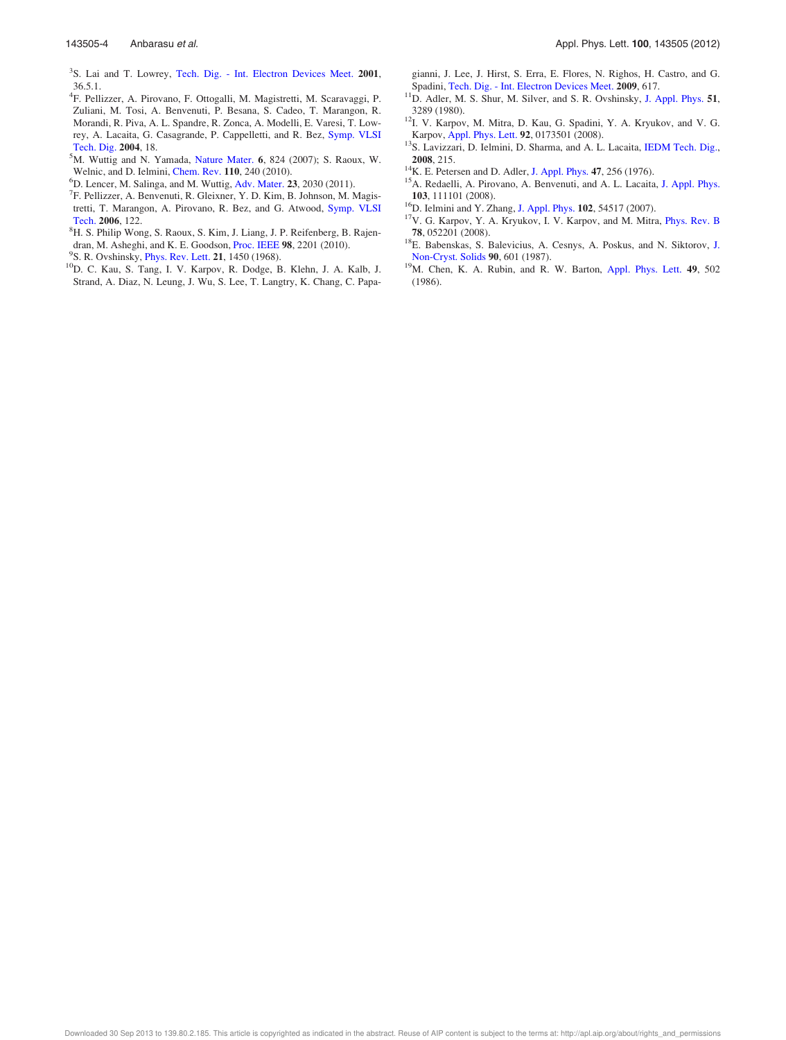[3] S. Lai and T. Lowrey, Tech. Dig. - Int. Electron Devices Meet. **2001**, 36.5.1.

[4] F. Pellizzer, A. Pirovano, F. Ottogalli, M. Magistretti, M. Scaravaggi, P. Zuliani, M. Tosi, A. Benvenuti, P. Besana, S. Cadeo, T. Marangon, R. Morandi, R. Piva, A. L. Spandre, R. Zonca, A. Modelli, E. Varesi, T. Lowrey, A. Lacaita, G. Casagrande, P. Cappelletti, and R. Bez, Symp. VLSI Tech. Dig. **2004**, 18.

[5] M. Wuttig and N. Yamada, Nature Mater. **6**, 824 (2007); S. Raoux, W. Welnic, and D. Ielmini, Chem. Rev. **110**, 240 (2010).

[6] D. Lencer, M. Salinga, and M. Wuttig, Adv. Mater. **23**, 2030 (2011).

[7] F. Pellizzer, A. Benvenuti, R. Gleixner, Y. D. Kim, B. Johnson, M. Magistretti, T. Marangon, A. Pirovano, R. Bez, and G. Atwood, Symp. VLSI Tech. **2006**, 122.

[8] H. S. Philip Wong, S. Raoux, S. Kim, J. Liang, J. P. Reifenberg, B. Rajendran, M. Asheghi, and K. E. Goodson, Proc. IEEE **98**, 2201 (2010).

[9] S. R. Ovshinsky, Phys. Rev. Lett. **21**, 1450 (1968).

[10] D. C. Kau, S. Tang, I. V. Karpov, R. Dodge, B. Klehn, J. A. Kalb, J. Strand, A. Diaz, N. Leung, J. Wu, S. Lee, T. Langtry, K. Chang, C. Papagianni, J. Lee, J. Hirst, S. Erra, E. Flores, N. Righos, H. Castro, and G. Spadini, Tech. Dig. - Int. Electron Devices Meet. **2009**, 617.

[11] D. Adler, M. S. Shur, M. Silver, and S. R. Ovshinsky, J. Appl. Phys. **51**, 3289 (1980).

[12] I. V. Karpov, M. Mitra, D. Kau, G. Spadini, Y. A. Kryukov, and V. G. Karpov, Appl. Phys. Lett. **92**, 0173501 (2008).

[13] S. Lavizzari, D. Ielmini, D. Sharma, and A. L. Lacaita, IEDM Tech. Dig., **2008**, 215.

[14] K. E. Petersen and D. Adler, J. Appl. Phys. **47**, 256 (1976).

[15] A. Redaelli, A. Pirovano, A. Benvenuti, and A. L. Lacaita, J. Appl. Phys. **103**, 111101 (2008).

[16] D. Ielmini and Y. Zhang, J. Appl. Phys. **102**, 54517 (2007).

[17] V. G. Karpov, Y. A. Kryukov, I. V. Karpov, and M. Mitra, Phys. Rev. B **78**, 052201 (2008).

[18] E. Babenskas, S. Balevicius, A. Cesnys, A. Poskus, and N. Siktorov, J. Non-Cryst. Solids **90**, 601 (1987).

[19] M. Chen, K. A. Rubin, and R. W. Barton, Appl. Phys. Lett. **49**, 502 (1986).